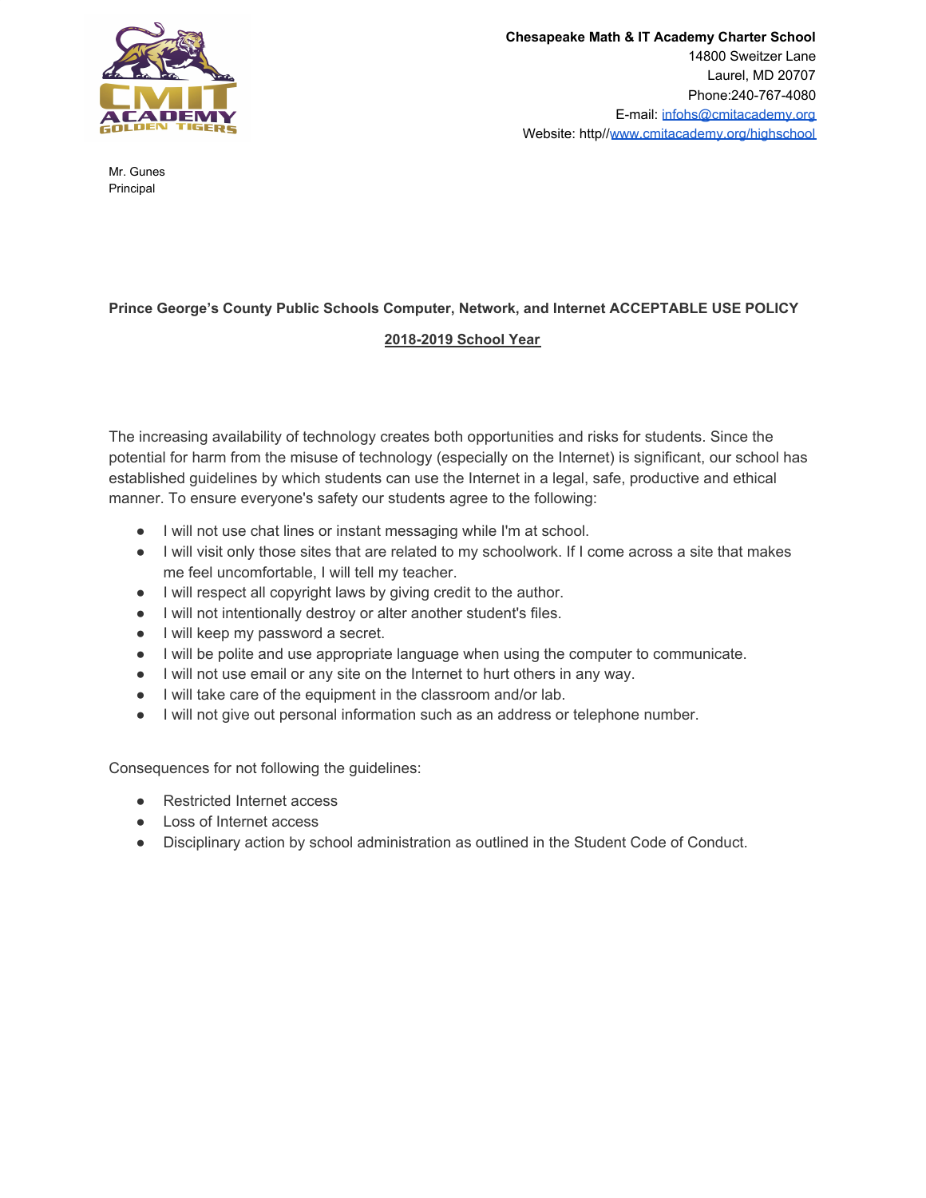**Chesapeake Math & IT Academy Charter School**
14800 Sweitzer Lane
Laurel, MD 20707
Phone:240-767-4080
E-mail: infohs@cmitacademy.org
Website: http//www.cmitacademy.org/highschool

Mr. Gunes
Principal

**Prince George's County Public Schools Computer, Network, and Internet ACCEPTABLE USE POLICY**

**2018-2019 School Year**

The increasing availability of technology creates both opportunities and risks for students. Since the potential for harm from the misuse of technology (especially on the Internet) is significant, our school has established guidelines by which students can use the Internet in a legal, safe, productive and ethical manner. To ensure everyone's safety our students agree to the following:

- I will not use chat lines or instant messaging while I'm at school.
- I will visit only those sites that are related to my schoolwork. If I come across a site that makes me feel uncomfortable, I will tell my teacher.
- I will respect all copyright laws by giving credit to the author.
- I will not intentionally destroy or alter another student's files.
- I will keep my password a secret.
- I will be polite and use appropriate language when using the computer to communicate.
- I will not use email or any site on the Internet to hurt others in any way.
- I will take care of the equipment in the classroom and/or lab.
- I will not give out personal information such as an address or telephone number.

Consequences for not following the guidelines:

- Restricted Internet access
- Loss of Internet access
- Disciplinary action by school administration as outlined in the Student Code of Conduct.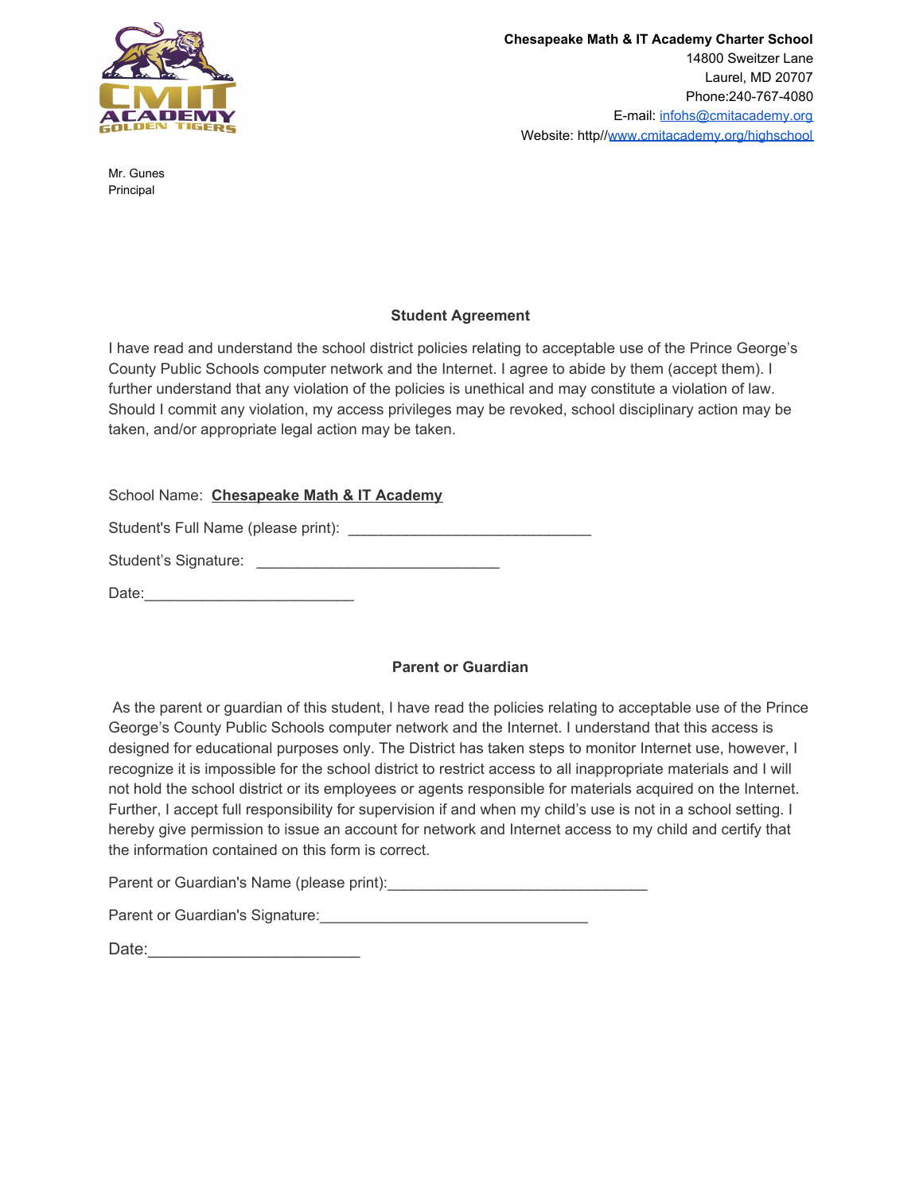**Chesapeake Math & IT Academy Charter School**
14800 Sweitzer Lane
Laurel, MD 20707
Phone:240-767-4080
E-mail: infohs@cmitacademy.org
Website: http//www.cmitacademy.org/highschool

Mr. Gunes
Principal

**Student Agreement**

I have read and understand the school district policies relating to acceptable use of the Prince George's County Public Schools computer network and the Internet. I agree to abide by them (accept them). I further understand that any violation of the policies is unethical and may constitute a violation of law. Should I commit any violation, my access privileges may be revoked, school disciplinary action may be taken, and/or appropriate legal action may be taken.

School Name: **Chesapeake Math & IT Academy**

Student's Full Name (please print): _____________________________

Student's Signature: _____________________________

Date:_________________________

**Parent or Guardian**

As the parent or guardian of this student, I have read the policies relating to acceptable use of the Prince George's County Public Schools computer network and the Internet. I understand that this access is designed for educational purposes only. The District has taken steps to monitor Internet use, however, I recognize it is impossible for the school district to restrict access to all inappropriate materials and I will not hold the school district or its employees or agents responsible for materials acquired on the Internet. Further, I accept full responsibility for supervision if and when my child's use is not in a school setting. I hereby give permission to issue an account for network and Internet access to my child and certify that the information contained on this form is correct.

Parent or Guardian's Name (please print):_______________________________

Parent or Guardian's Signature:________________________________

Date:_________________________